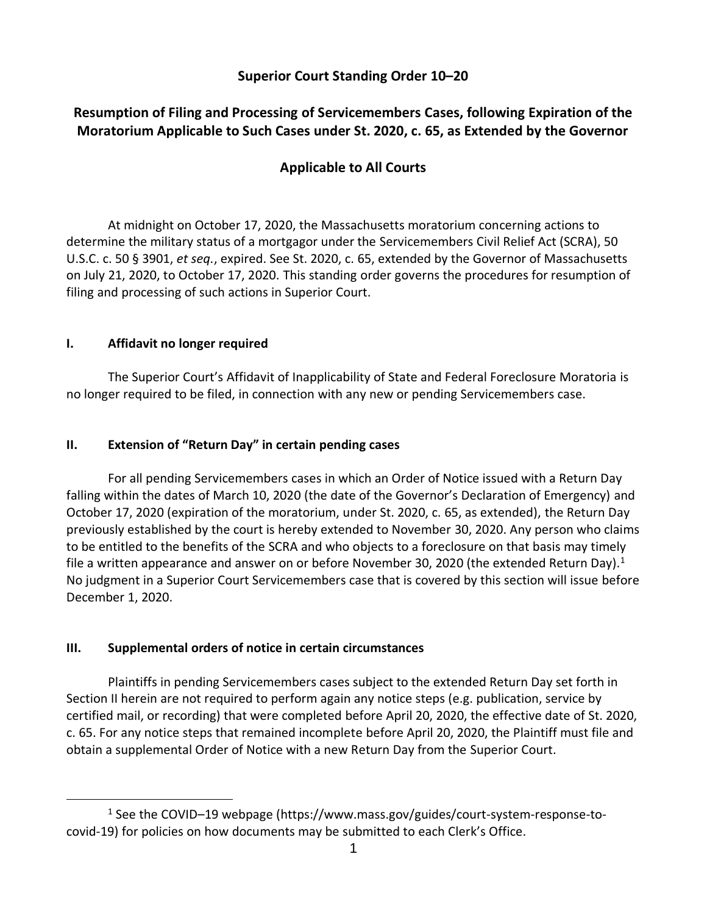# Superior Court Standing Order 10–20

## Resumption of Filing and Processing of Servicemembers Cases, following Expiration of the Moratorium Applicable to Such Cases under St. 2020, c. 65, as Extended by the Governor

## Applicable to All Courts

At midnight on October 17, 2020, the Massachusetts moratorium concerning actions to determine the military status of a mortgagor under the Servicemembers Civil Relief Act (SCRA), 50 U.S.C. c. 50 § 3901, *et seq.*, expired. See St. 2020, c. 65, extended by the Governor of Massachusetts on July 21, 2020, to October 17, 2020. This standing order governs the procedures for resumption of filing and processing of such actions in Superior Court.

### I. Affidavit no longer required

The Superior Court's Affidavit of Inapplicability of State and Federal Foreclosure Moratoria is no longer required to be filed, in connection with any new or pending Servicemembers case.

### II. Extension of "Return Day" in certain pending cases

For all pending Servicemembers cases in which an Order of Notice issued with a Return Day falling within the dates of March 10, 2020 (the date of the Governor's Declaration of Emergency) and October 17, 2020 (expiration of the moratorium, under St. 2020, c. 65, as extended), the Return Day previously established by the court is hereby extended to November 30, 2020. Any person who claims to be entitled to the benefits of the SCRA and who objects to a foreclosure on that basis may timely file a written appearance and answer on or before November 30, 2020 (the extended Return Day).[1] No judgment in a Superior Court Servicemembers case that is covered by this section will issue before December 1, 2020.

### III. Supplemental orders of notice in certain circumstances

Plaintiffs in pending Servicemembers cases subject to the extended Return Day set forth in Section II herein are not required to perform again any notice steps (e.g. publication, service by certified mail, or recording) that were completed before April 20, 2020, the effective date of St. 2020, c. 65. For any notice steps that remained incomplete before April 20, 2020, the Plaintiff must file and obtain a supplemental Order of Notice with a new Return Day from the Superior Court.

---

[1] See the COVID–19 webpage (https://www.mass.gov/guides/court-system-response-to-covid-19) for policies on how documents may be submitted to each Clerk's Office.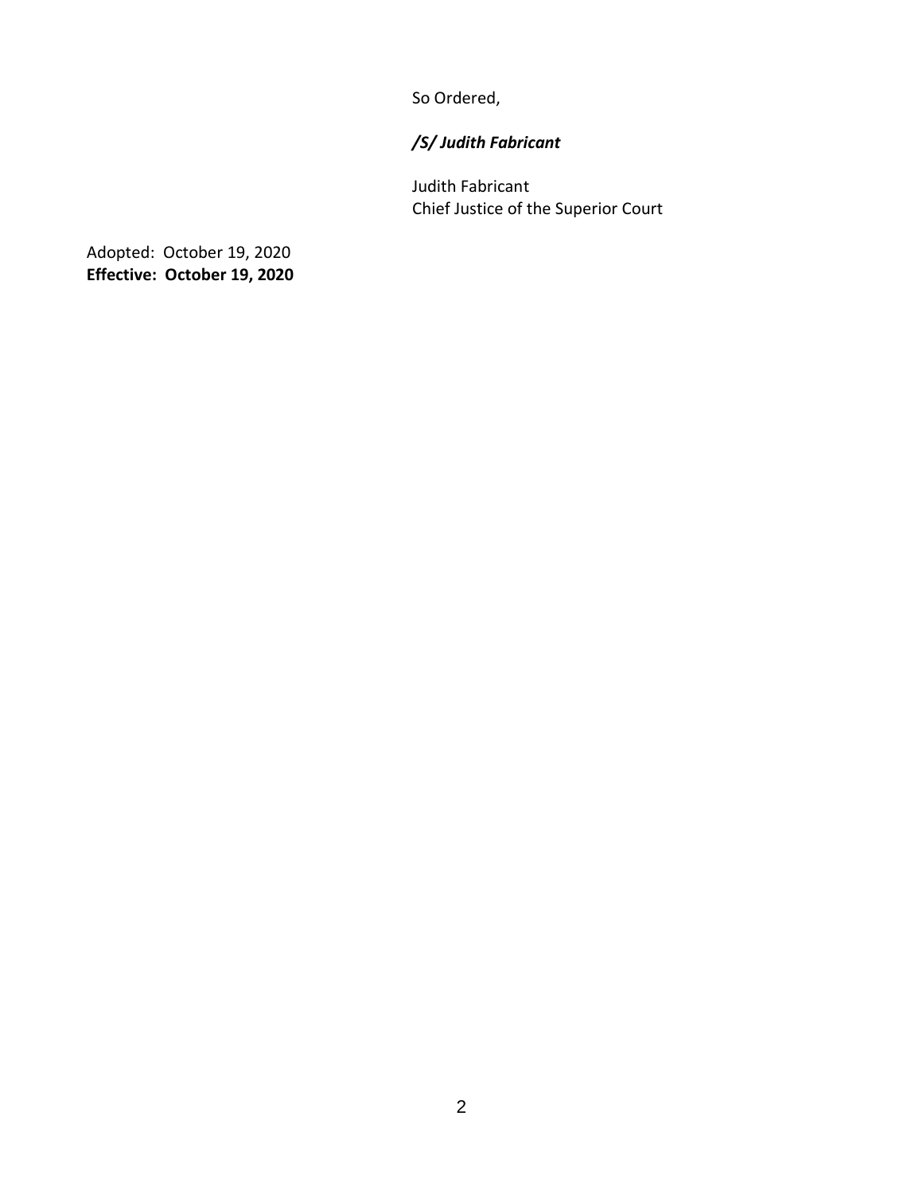So Ordered,

***/S/ Judith Fabricant***

Judith Fabricant
Chief Justice of the Superior Court

Adopted: October 19, 2020
**Effective: October 19, 2020**